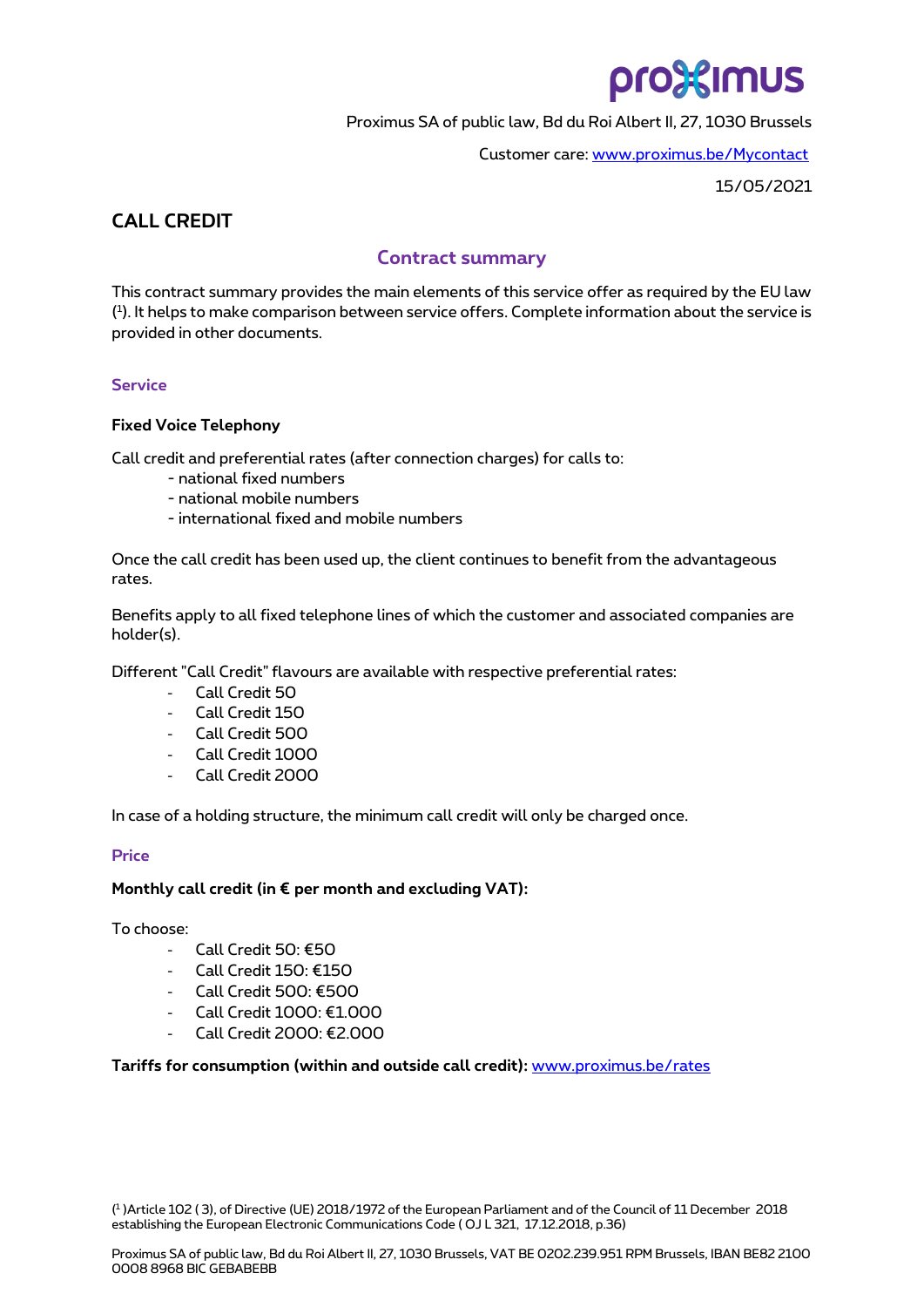Proximus SA of public law, Bd du Roi Albert II, 27, 1030 Brussels

Customer care: [www.proximus.be/Mycontact](www.proximus.be/Mycontact)

15/05/2021

# CALL CREDIT

## Contract summary

This contract summary provides the main elements of this service offer as required by the EU law ([1]). It helps to make comparison between service offers. Complete information about the service is provided in other documents.

### Service

**Fixed Voice Telephony**

Call credit and preferential rates (after connection charges) for calls to:

- national fixed numbers
- national mobile numbers
- international fixed and mobile numbers

Once the call credit has been used up, the client continues to benefit from the advantageous rates.

Benefits apply to all fixed telephone lines of which the customer and associated companies are holder(s).

Different "Call Credit" flavours are available with respective preferential rates:

- Call Credit 50
- Call Credit 150
- Call Credit 500
- Call Credit 1000
- Call Credit 2000

In case of a holding structure, the minimum call credit will only be charged once.

### Price

**Monthly call credit (in € per month and excluding VAT):**

To choose:

- Call Credit 50: €50
- Call Credit 150: €150
- Call Credit 500: €500
- Call Credit 1000: €1.000
- Call Credit 2000: €2.000

**Tariffs for consumption (within and outside call credit):** [www.proximus.be/rates](www.proximus.be/rates)

([1])Article 102 ( 3), of Directive (UE) 2018/1972 of the European Parliament and of the Council of 11 December 2018 establishing the European Electronic Communications Code ( OJ L 321, 17.12.2018, p.36)

Proximus SA of public law, Bd du Roi Albert II, 27, 1030 Brussels, VAT BE 0202.239.951 RPM Brussels, IBAN BE82 2100 0008 8968 BIC GEBABEBB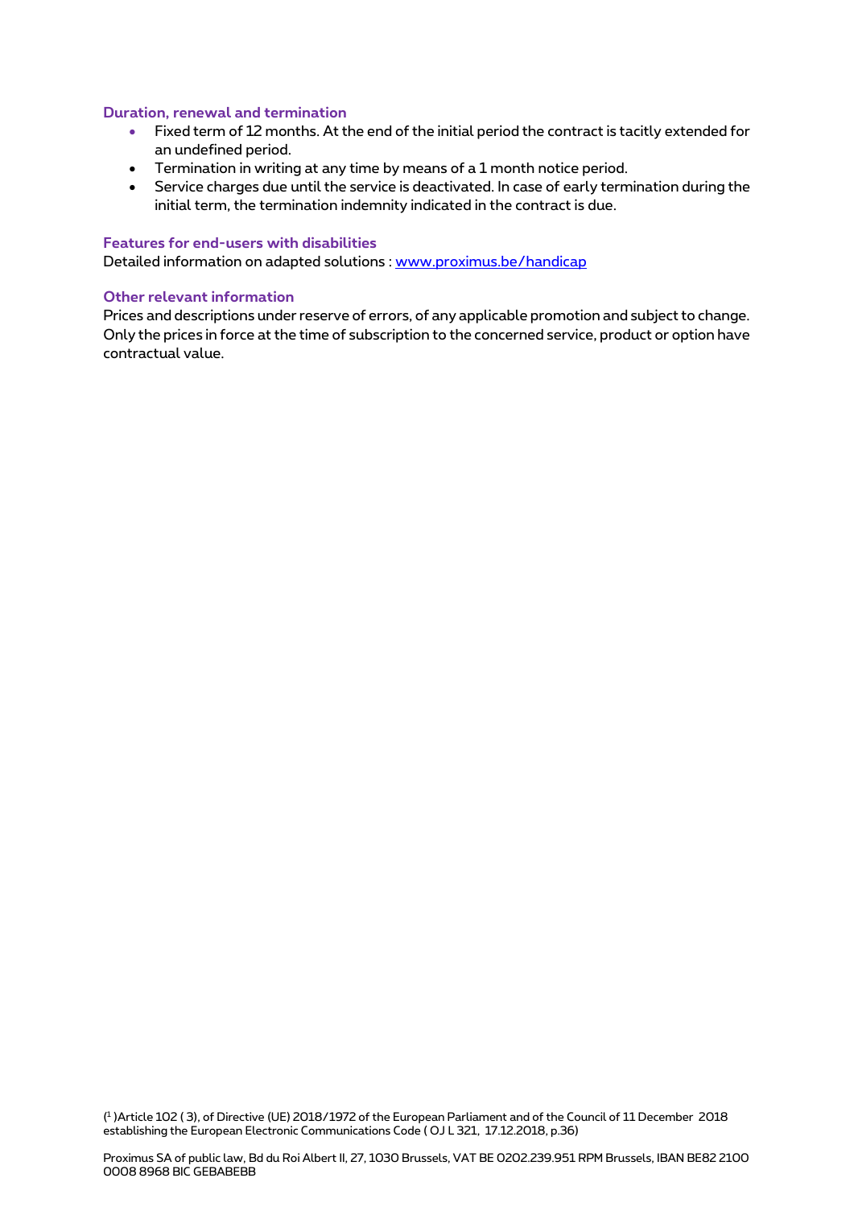### Duration, renewal and termination

- Fixed term of 12 months. At the end of the initial period the contract is tacitly extended for an undefined period.
- Termination in writing at any time by means of a 1 month notice period.
- Service charges due until the service is deactivated. In case of early termination during the initial term, the termination indemnity indicated in the contract is due.

### Features for end-users with disabilities

Detailed information on adapted solutions : [www.proximus.be/handicap](http://www.proximus.be/handicap)

### Other relevant information

Prices and descriptions under reserve of errors, of any applicable promotion and subject to change. Only the prices in force at the time of subscription to the concerned service, product or option have contractual value.

([1] )Article 102 ( 3), of Directive (UE) 2018/1972 of the European Parliament and of the Council of 11 December 2018 establishing the European Electronic Communications Code ( OJ L 321, 17.12.2018, p.36)

Proximus SA of public law, Bd du Roi Albert II, 27, 1030 Brussels, VAT BE 0202.239.951 RPM Brussels, IBAN BE82 2100 0008 8968 BIC GEBABEBB